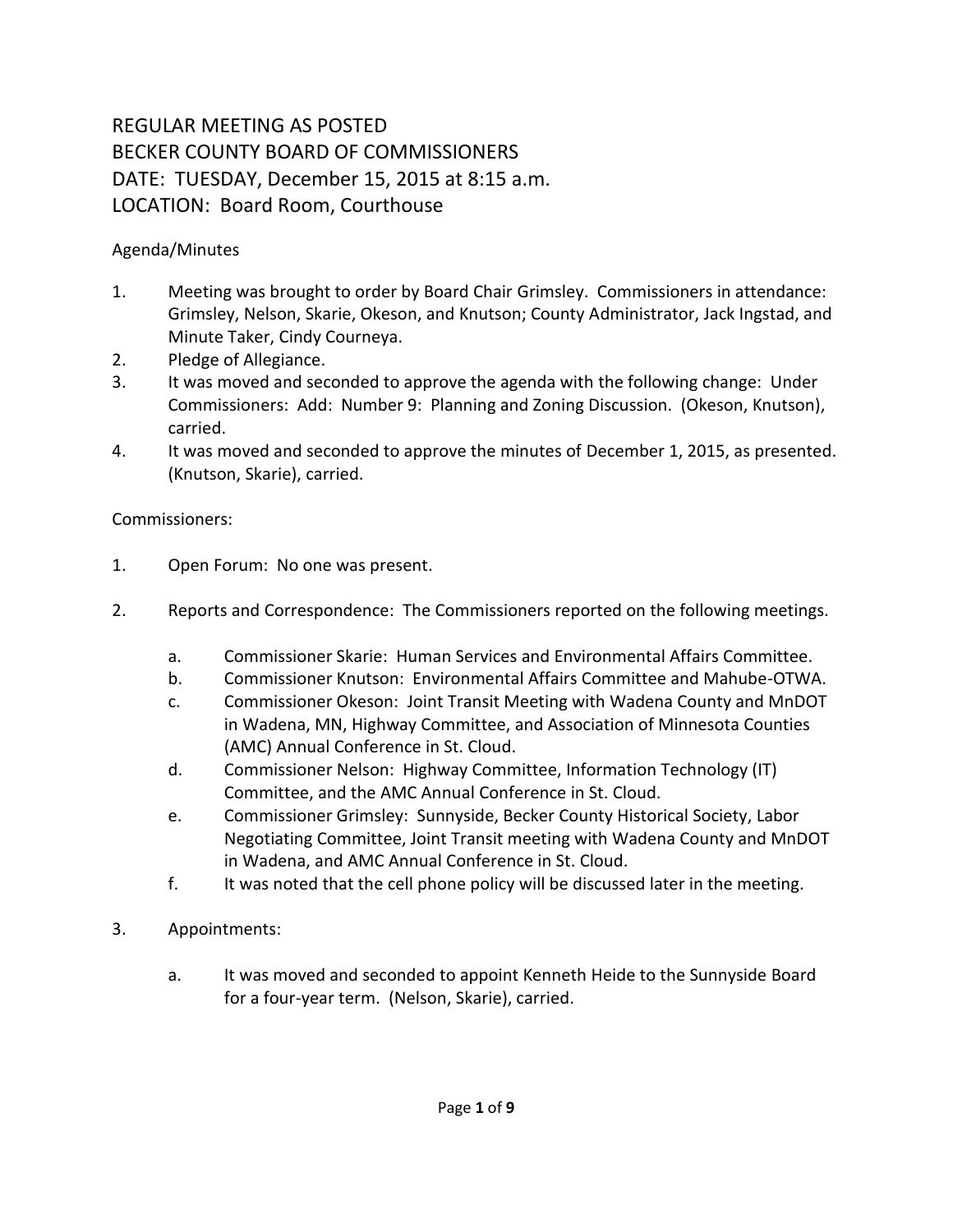# REGULAR MEETING AS POSTED
# BECKER COUNTY BOARD OF COMMISSIONERS
# DATE: TUESDAY, December 15, 2015 at 8:15 a.m.
# LOCATION: Board Room, Courthouse

Agenda/Minutes

1. Meeting was brought to order by Board Chair Grimsley. Commissioners in attendance: Grimsley, Nelson, Skarie, Okeson, and Knutson; County Administrator, Jack Ingstad, and Minute Taker, Cindy Courneya.
2. Pledge of Allegiance.
3. It was moved and seconded to approve the agenda with the following change: Under Commissioners: Add: Number 9: Planning and Zoning Discussion. (Okeson, Knutson), carried.
4. It was moved and seconded to approve the minutes of December 1, 2015, as presented. (Knutson, Skarie), carried.

Commissioners:

1. Open Forum: No one was present.

2. Reports and Correspondence: The Commissioners reported on the following meetings.

   a. Commissioner Skarie: Human Services and Environmental Affairs Committee.
   b. Commissioner Knutson: Environmental Affairs Committee and Mahube-OTWA.
   c. Commissioner Okeson: Joint Transit Meeting with Wadena County and MnDOT in Wadena, MN, Highway Committee, and Association of Minnesota Counties (AMC) Annual Conference in St. Cloud.
   d. Commissioner Nelson: Highway Committee, Information Technology (IT) Committee, and the AMC Annual Conference in St. Cloud.
   e. Commissioner Grimsley: Sunnyside, Becker County Historical Society, Labor Negotiating Committee, Joint Transit meeting with Wadena County and MnDOT in Wadena, and AMC Annual Conference in St. Cloud.
   f. It was noted that the cell phone policy will be discussed later in the meeting.

3. Appointments:

   a. It was moved and seconded to appoint Kenneth Heide to the Sunnyside Board for a four-year term. (Nelson, Skarie), carried.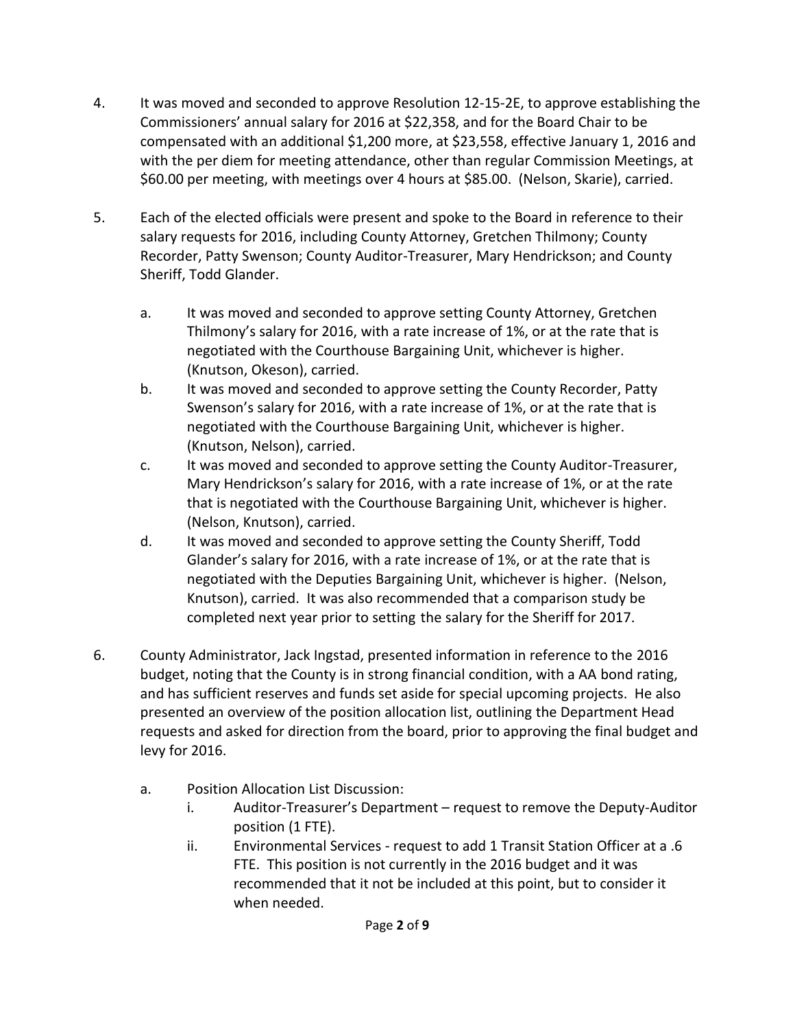4. It was moved and seconded to approve Resolution 12-15-2E, to approve establishing the Commissioners' annual salary for 2016 at $22,358, and for the Board Chair to be compensated with an additional $1,200 more, at $23,558, effective January 1, 2016 and with the per diem for meeting attendance, other than regular Commission Meetings, at $60.00 per meeting, with meetings over 4 hours at $85.00. (Nelson, Skarie), carried.

5. Each of the elected officials were present and spoke to the Board in reference to their salary requests for 2016, including County Attorney, Gretchen Thilmony; County Recorder, Patty Swenson; County Auditor-Treasurer, Mary Hendrickson; and County Sheriff, Todd Glander.

    a. It was moved and seconded to approve setting County Attorney, Gretchen Thilmony's salary for 2016, with a rate increase of 1%, or at the rate that is negotiated with the Courthouse Bargaining Unit, whichever is higher. (Knutson, Okeson), carried.
    b. It was moved and seconded to approve setting the County Recorder, Patty Swenson's salary for 2016, with a rate increase of 1%, or at the rate that is negotiated with the Courthouse Bargaining Unit, whichever is higher. (Knutson, Nelson), carried.
    c. It was moved and seconded to approve setting the County Auditor-Treasurer, Mary Hendrickson's salary for 2016, with a rate increase of 1%, or at the rate that is negotiated with the Courthouse Bargaining Unit, whichever is higher. (Nelson, Knutson), carried.
    d. It was moved and seconded to approve setting the County Sheriff, Todd Glander's salary for 2016, with a rate increase of 1%, or at the rate that is negotiated with the Deputies Bargaining Unit, whichever is higher. (Nelson, Knutson), carried. It was also recommended that a comparison study be completed next year prior to setting the salary for the Sheriff for 2017.

6. County Administrator, Jack Ingstad, presented information in reference to the 2016 budget, noting that the County is in strong financial condition, with a AA bond rating, and has sufficient reserves and funds set aside for special upcoming projects. He also presented an overview of the position allocation list, outlining the Department Head requests and asked for direction from the board, prior to approving the final budget and levy for 2016.

    a. Position Allocation List Discussion:
        i. Auditor-Treasurer's Department – request to remove the Deputy-Auditor position (1 FTE).
        ii. Environmental Services - request to add 1 Transit Station Officer at a .6 FTE. This position is not currently in the 2016 budget and it was recommended that it not be included at this point, but to consider it when needed.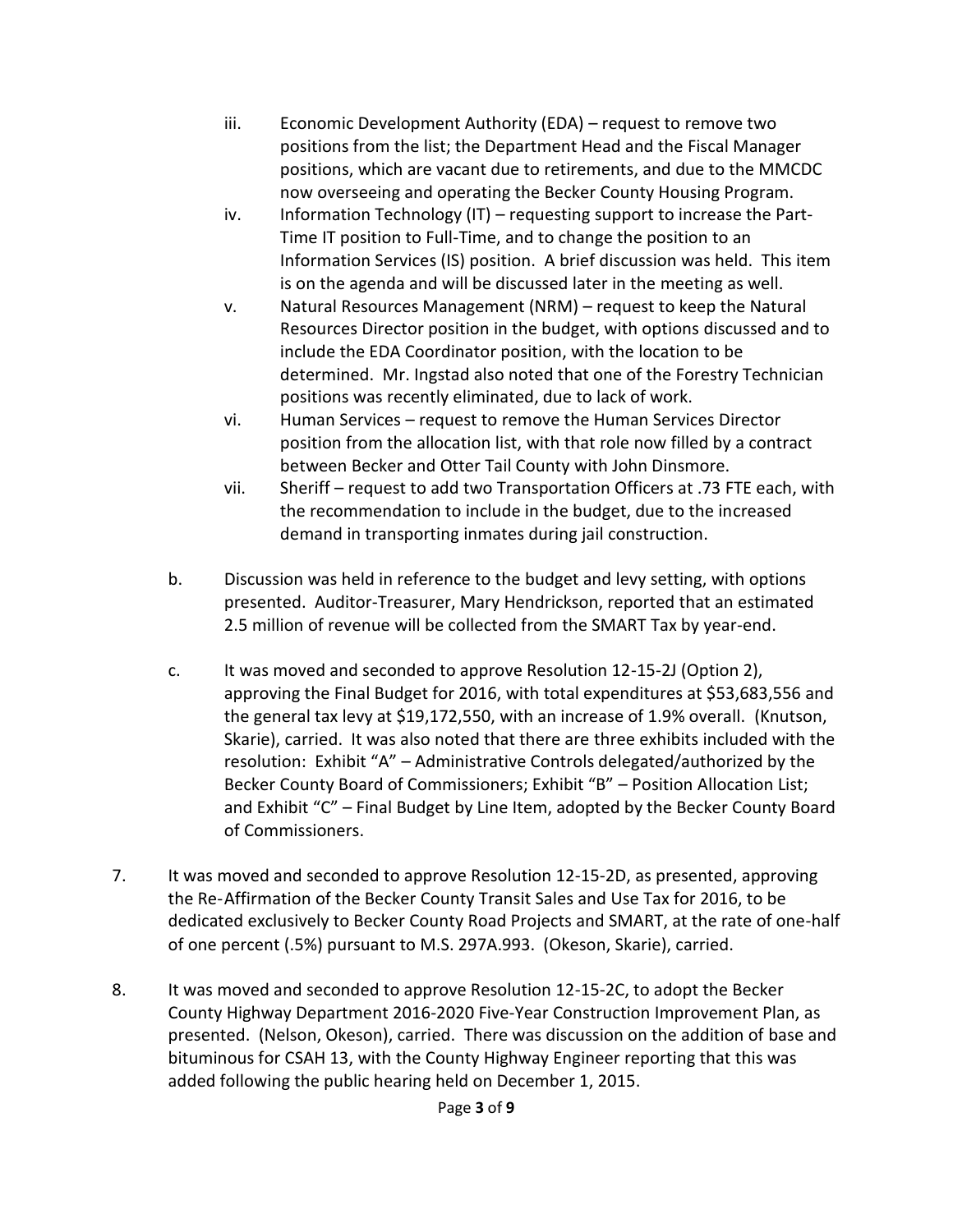iii. Economic Development Authority (EDA) – request to remove two positions from the list; the Department Head and the Fiscal Manager positions, which are vacant due to retirements, and due to the MMCDC now overseeing and operating the Becker County Housing Program.

iv. Information Technology (IT) – requesting support to increase the Part-Time IT position to Full-Time, and to change the position to an Information Services (IS) position. A brief discussion was held. This item is on the agenda and will be discussed later in the meeting as well.

v. Natural Resources Management (NRM) – request to keep the Natural Resources Director position in the budget, with options discussed and to include the EDA Coordinator position, with the location to be determined. Mr. Ingstad also noted that one of the Forestry Technician positions was recently eliminated, due to lack of work.

vi. Human Services – request to remove the Human Services Director position from the allocation list, with that role now filled by a contract between Becker and Otter Tail County with John Dinsmore.

vii. Sheriff – request to add two Transportation Officers at .73 FTE each, with the recommendation to include in the budget, due to the increased demand in transporting inmates during jail construction.

b. Discussion was held in reference to the budget and levy setting, with options presented. Auditor-Treasurer, Mary Hendrickson, reported that an estimated 2.5 million of revenue will be collected from the SMART Tax by year-end.

c. It was moved and seconded to approve Resolution 12-15-2J (Option 2), approving the Final Budget for 2016, with total expenditures at $53,683,556 and the general tax levy at $19,172,550, with an increase of 1.9% overall. (Knutson, Skarie), carried. It was also noted that there are three exhibits included with the resolution: Exhibit "A" – Administrative Controls delegated/authorized by the Becker County Board of Commissioners; Exhibit "B" – Position Allocation List; and Exhibit "C" – Final Budget by Line Item, adopted by the Becker County Board of Commissioners.

7. It was moved and seconded to approve Resolution 12-15-2D, as presented, approving the Re-Affirmation of the Becker County Transit Sales and Use Tax for 2016, to be dedicated exclusively to Becker County Road Projects and SMART, at the rate of one-half of one percent (.5%) pursuant to M.S. 297A.993. (Okeson, Skarie), carried.

8. It was moved and seconded to approve Resolution 12-15-2C, to adopt the Becker County Highway Department 2016-2020 Five-Year Construction Improvement Plan, as presented. (Nelson, Okeson), carried. There was discussion on the addition of base and bituminous for CSAH 13, with the County Highway Engineer reporting that this was added following the public hearing held on December 1, 2015.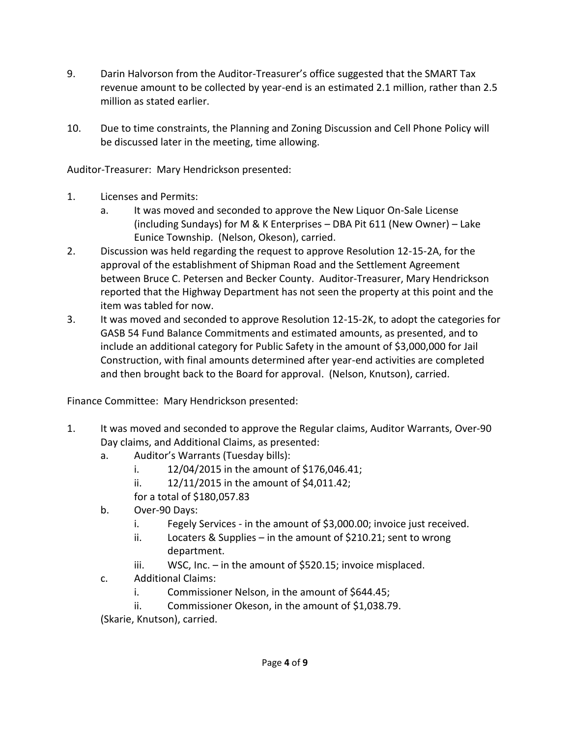9. Darin Halvorson from the Auditor-Treasurer's office suggested that the SMART Tax revenue amount to be collected by year-end is an estimated 2.1 million, rather than 2.5 million as stated earlier.

10. Due to time constraints, the Planning and Zoning Discussion and Cell Phone Policy will be discussed later in the meeting, time allowing.

Auditor-Treasurer: Mary Hendrickson presented:

1. Licenses and Permits:
   a. It was moved and seconded to approve the New Liquor On-Sale License (including Sundays) for M & K Enterprises – DBA Pit 611 (New Owner) – Lake Eunice Township. (Nelson, Okeson), carried.
2. Discussion was held regarding the request to approve Resolution 12-15-2A, for the approval of the establishment of Shipman Road and the Settlement Agreement between Bruce C. Petersen and Becker County. Auditor-Treasurer, Mary Hendrickson reported that the Highway Department has not seen the property at this point and the item was tabled for now.
3. It was moved and seconded to approve Resolution 12-15-2K, to adopt the categories for GASB 54 Fund Balance Commitments and estimated amounts, as presented, and to include an additional category for Public Safety in the amount of $3,000,000 for Jail Construction, with final amounts determined after year-end activities are completed and then brought back to the Board for approval. (Nelson, Knutson), carried.

Finance Committee: Mary Hendrickson presented:

1. It was moved and seconded to approve the Regular claims, Auditor Warrants, Over-90 Day claims, and Additional Claims, as presented:
   a. Auditor's Warrants (Tuesday bills):
      i. 12/04/2015 in the amount of $176,046.41;
      ii. 12/11/2015 in the amount of $4,011.42;
      
      for a total of $180,057.83
   b. Over-90 Days:
      i. Fegely Services - in the amount of $3,000.00; invoice just received.
      ii. Locaters & Supplies – in the amount of $210.21; sent to wrong department.
      iii. WSC, Inc. – in the amount of $520.15; invoice misplaced.
   c. Additional Claims:
      i. Commissioner Nelson, in the amount of $644.45;
      ii. Commissioner Okeson, in the amount of $1,038.79.

   (Skarie, Knutson), carried.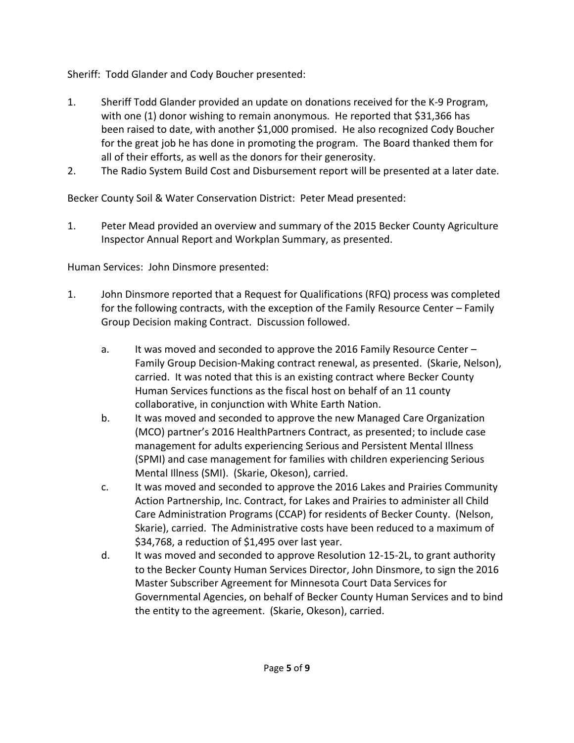Sheriff: Todd Glander and Cody Boucher presented:

1. Sheriff Todd Glander provided an update on donations received for the K-9 Program, with one (1) donor wishing to remain anonymous. He reported that $31,366 has been raised to date, with another $1,000 promised. He also recognized Cody Boucher for the great job he has done in promoting the program. The Board thanked them for all of their efforts, as well as the donors for their generosity.
2. The Radio System Build Cost and Disbursement report will be presented at a later date.

Becker County Soil & Water Conservation District: Peter Mead presented:

1. Peter Mead provided an overview and summary of the 2015 Becker County Agriculture Inspector Annual Report and Workplan Summary, as presented.

Human Services: John Dinsmore presented:

1. John Dinsmore reported that a Request for Qualifications (RFQ) process was completed for the following contracts, with the exception of the Family Resource Center – Family Group Decision making Contract. Discussion followed.

    a. It was moved and seconded to approve the 2016 Family Resource Center – Family Group Decision-Making contract renewal, as presented. (Skarie, Nelson), carried. It was noted that this is an existing contract where Becker County Human Services functions as the fiscal host on behalf of an 11 county collaborative, in conjunction with White Earth Nation.
    b. It was moved and seconded to approve the new Managed Care Organization (MCO) partner's 2016 HealthPartners Contract, as presented; to include case management for adults experiencing Serious and Persistent Mental Illness (SPMI) and case management for families with children experiencing Serious Mental Illness (SMI). (Skarie, Okeson), carried.
    c. It was moved and seconded to approve the 2016 Lakes and Prairies Community Action Partnership, Inc. Contract, for Lakes and Prairies to administer all Child Care Administration Programs (CCAP) for residents of Becker County. (Nelson, Skarie), carried. The Administrative costs have been reduced to a maximum of $34,768, a reduction of $1,495 over last year.
    d. It was moved and seconded to approve Resolution 12-15-2L, to grant authority to the Becker County Human Services Director, John Dinsmore, to sign the 2016 Master Subscriber Agreement for Minnesota Court Data Services for Governmental Agencies, on behalf of Becker County Human Services and to bind the entity to the agreement. (Skarie, Okeson), carried.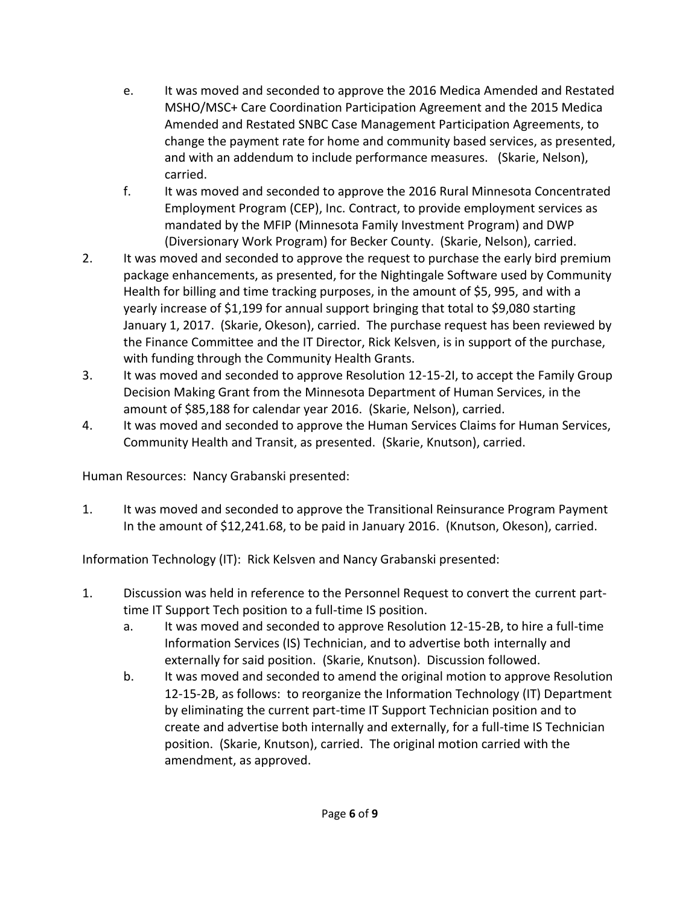e. It was moved and seconded to approve the 2016 Medica Amended and Restated MSHO/MSC+ Care Coordination Participation Agreement and the 2015 Medica Amended and Restated SNBC Case Management Participation Agreements, to change the payment rate for home and community based services, as presented, and with an addendum to include performance measures. (Skarie, Nelson), carried.

f. It was moved and seconded to approve the 2016 Rural Minnesota Concentrated Employment Program (CEP), Inc. Contract, to provide employment services as mandated by the MFIP (Minnesota Family Investment Program) and DWP (Diversionary Work Program) for Becker County. (Skarie, Nelson), carried.

2. It was moved and seconded to approve the request to purchase the early bird premium package enhancements, as presented, for the Nightingale Software used by Community Health for billing and time tracking purposes, in the amount of $5, 995, and with a yearly increase of $1,199 for annual support bringing that total to $9,080 starting January 1, 2017. (Skarie, Okeson), carried. The purchase request has been reviewed by the Finance Committee and the IT Director, Rick Kelsven, is in support of the purchase, with funding through the Community Health Grants.

3. It was moved and seconded to approve Resolution 12-15-2I, to accept the Family Group Decision Making Grant from the Minnesota Department of Human Services, in the amount of $85,188 for calendar year 2016. (Skarie, Nelson), carried.

4. It was moved and seconded to approve the Human Services Claims for Human Services, Community Health and Transit, as presented. (Skarie, Knutson), carried.

Human Resources: Nancy Grabanski presented:

1. It was moved and seconded to approve the Transitional Reinsurance Program Payment In the amount of $12,241.68, to be paid in January 2016. (Knutson, Okeson), carried.

Information Technology (IT): Rick Kelsven and Nancy Grabanski presented:

1. Discussion was held in reference to the Personnel Request to convert the current part-time IT Support Tech position to a full-time IS position.

   a. It was moved and seconded to approve Resolution 12-15-2B, to hire a full-time Information Services (IS) Technician, and to advertise both internally and externally for said position. (Skarie, Knutson). Discussion followed.

   b. It was moved and seconded to amend the original motion to approve Resolution 12-15-2B, as follows: to reorganize the Information Technology (IT) Department by eliminating the current part-time IT Support Technician position and to create and advertise both internally and externally, for a full-time IS Technician position. (Skarie, Knutson), carried. The original motion carried with the amendment, as approved.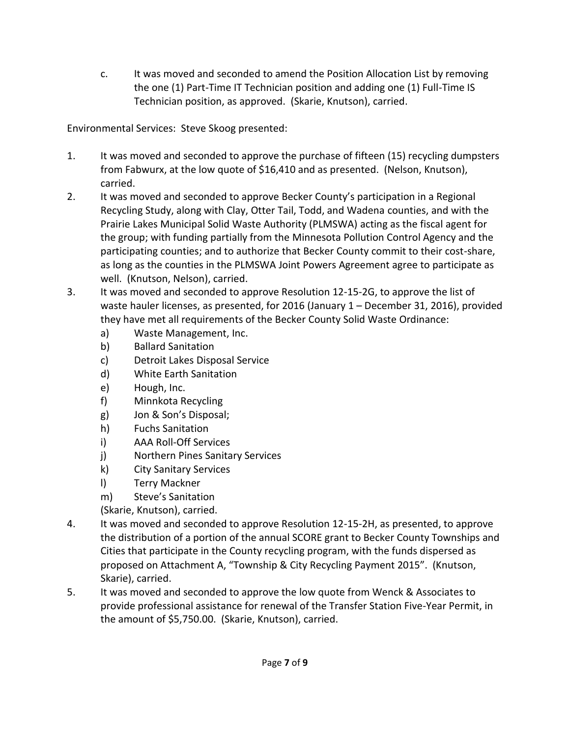c. It was moved and seconded to amend the Position Allocation List by removing the one (1) Part-Time IT Technician position and adding one (1) Full-Time IS Technician position, as approved. (Skarie, Knutson), carried.

Environmental Services: Steve Skoog presented:

1. It was moved and seconded to approve the purchase of fifteen (15) recycling dumpsters from Fabwurx, at the low quote of $16,410 and as presented. (Nelson, Knutson), carried.
2. It was moved and seconded to approve Becker County's participation in a Regional Recycling Study, along with Clay, Otter Tail, Todd, and Wadena counties, and with the Prairie Lakes Municipal Solid Waste Authority (PLMSWA) acting as the fiscal agent for the group; with funding partially from the Minnesota Pollution Control Agency and the participating counties; and to authorize that Becker County commit to their cost-share, as long as the counties in the PLMSWA Joint Powers Agreement agree to participate as well. (Knutson, Nelson), carried.
3. It was moved and seconded to approve Resolution 12-15-2G, to approve the list of waste hauler licenses, as presented, for 2016 (January 1 – December 31, 2016), provided they have met all requirements of the Becker County Solid Waste Ordinance:
   a) Waste Management, Inc.
   b) Ballard Sanitation
   c) Detroit Lakes Disposal Service
   d) White Earth Sanitation
   e) Hough, Inc.
   f) Minnkota Recycling
   g) Jon & Son's Disposal;
   h) Fuchs Sanitation
   i) AAA Roll-Off Services
   j) Northern Pines Sanitary Services
   k) City Sanitary Services
   l) Terry Mackner
   m) Steve's Sanitation

   (Skarie, Knutson), carried.
4. It was moved and seconded to approve Resolution 12-15-2H, as presented, to approve the distribution of a portion of the annual SCORE grant to Becker County Townships and Cities that participate in the County recycling program, with the funds dispersed as proposed on Attachment A, "Township & City Recycling Payment 2015". (Knutson, Skarie), carried.
5. It was moved and seconded to approve the low quote from Wenck & Associates to provide professional assistance for renewal of the Transfer Station Five-Year Permit, in the amount of $5,750.00. (Skarie, Knutson), carried.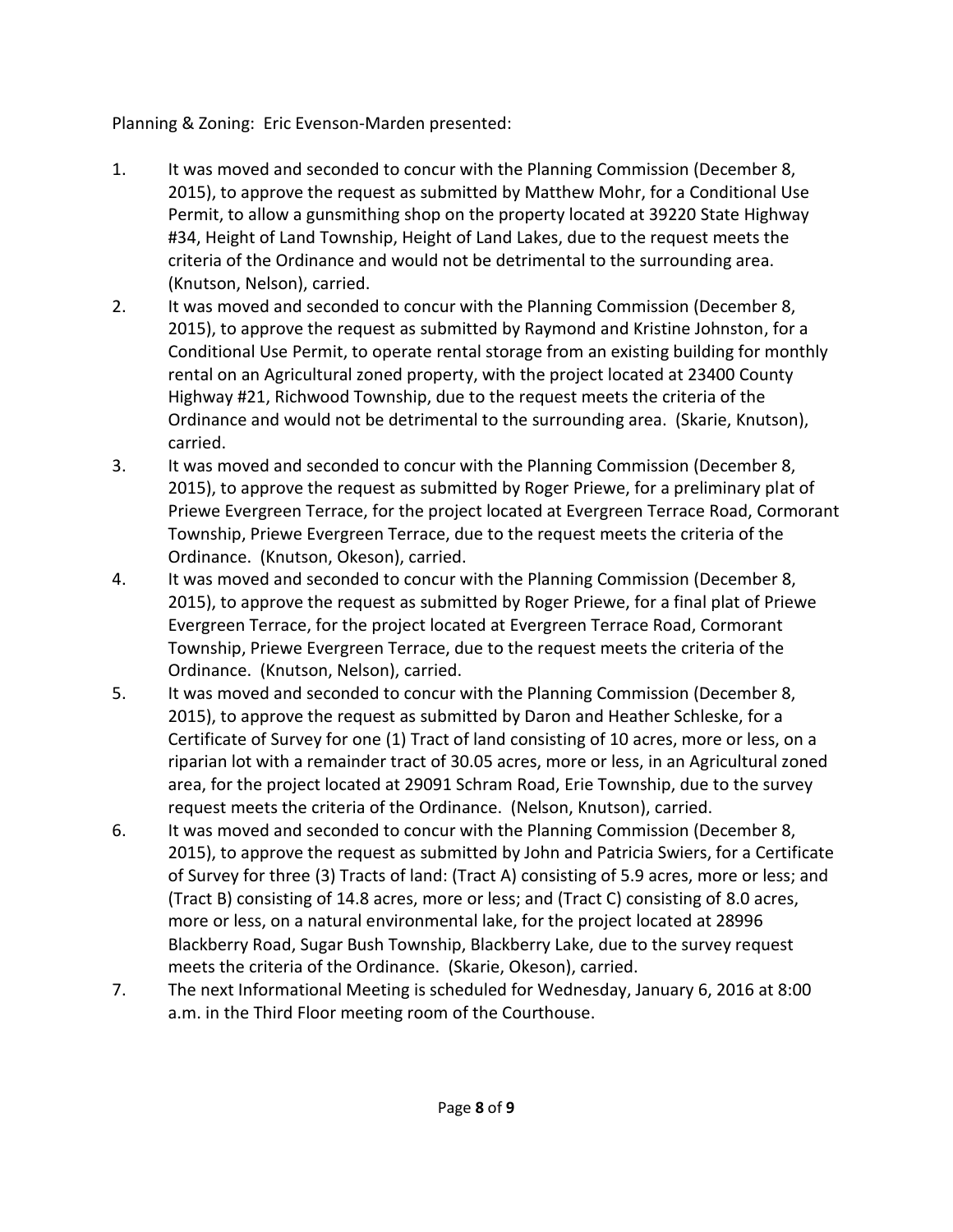Planning & Zoning: Eric Evenson-Marden presented:

1. It was moved and seconded to concur with the Planning Commission (December 8, 2015), to approve the request as submitted by Matthew Mohr, for a Conditional Use Permit, to allow a gunsmithing shop on the property located at 39220 State Highway #34, Height of Land Township, Height of Land Lakes, due to the request meets the criteria of the Ordinance and would not be detrimental to the surrounding area. (Knutson, Nelson), carried.
2. It was moved and seconded to concur with the Planning Commission (December 8, 2015), to approve the request as submitted by Raymond and Kristine Johnston, for a Conditional Use Permit, to operate rental storage from an existing building for monthly rental on an Agricultural zoned property, with the project located at 23400 County Highway #21, Richwood Township, due to the request meets the criteria of the Ordinance and would not be detrimental to the surrounding area. (Skarie, Knutson), carried.
3. It was moved and seconded to concur with the Planning Commission (December 8, 2015), to approve the request as submitted by Roger Priewe, for a preliminary plat of Priewe Evergreen Terrace, for the project located at Evergreen Terrace Road, Cormorant Township, Priewe Evergreen Terrace, due to the request meets the criteria of the Ordinance. (Knutson, Okeson), carried.
4. It was moved and seconded to concur with the Planning Commission (December 8, 2015), to approve the request as submitted by Roger Priewe, for a final plat of Priewe Evergreen Terrace, for the project located at Evergreen Terrace Road, Cormorant Township, Priewe Evergreen Terrace, due to the request meets the criteria of the Ordinance. (Knutson, Nelson), carried.
5. It was moved and seconded to concur with the Planning Commission (December 8, 2015), to approve the request as submitted by Daron and Heather Schleske, for a Certificate of Survey for one (1) Tract of land consisting of 10 acres, more or less, on a riparian lot with a remainder tract of 30.05 acres, more or less, in an Agricultural zoned area, for the project located at 29091 Schram Road, Erie Township, due to the survey request meets the criteria of the Ordinance. (Nelson, Knutson), carried.
6. It was moved and seconded to concur with the Planning Commission (December 8, 2015), to approve the request as submitted by John and Patricia Swiers, for a Certificate of Survey for three (3) Tracts of land: (Tract A) consisting of 5.9 acres, more or less; and (Tract B) consisting of 14.8 acres, more or less; and (Tract C) consisting of 8.0 acres, more or less, on a natural environmental lake, for the project located at 28996 Blackberry Road, Sugar Bush Township, Blackberry Lake, due to the survey request meets the criteria of the Ordinance. (Skarie, Okeson), carried.
7. The next Informational Meeting is scheduled for Wednesday, January 6, 2016 at 8:00 a.m. in the Third Floor meeting room of the Courthouse.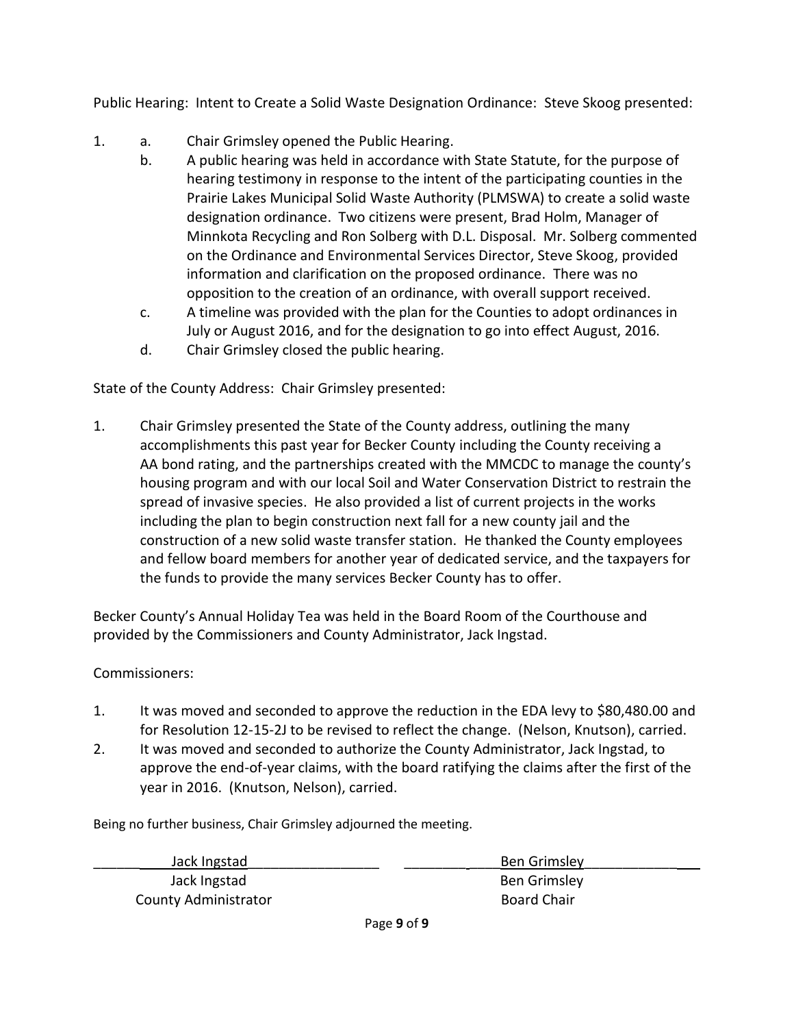Public Hearing: Intent to Create a Solid Waste Designation Ordinance: Steve Skoog presented:

1. a. Chair Grimsley opened the Public Hearing.
   b. A public hearing was held in accordance with State Statute, for the purpose of hearing testimony in response to the intent of the participating counties in the Prairie Lakes Municipal Solid Waste Authority (PLMSWA) to create a solid waste designation ordinance. Two citizens were present, Brad Holm, Manager of Minnkota Recycling and Ron Solberg with D.L. Disposal. Mr. Solberg commented on the Ordinance and Environmental Services Director, Steve Skoog, provided information and clarification on the proposed ordinance. There was no opposition to the creation of an ordinance, with overall support received.
   c. A timeline was provided with the plan for the Counties to adopt ordinances in July or August 2016, and for the designation to go into effect August, 2016.
   d. Chair Grimsley closed the public hearing.

State of the County Address: Chair Grimsley presented:

1. Chair Grimsley presented the State of the County address, outlining the many accomplishments this past year for Becker County including the County receiving a AA bond rating, and the partnerships created with the MMCDC to manage the county's housing program and with our local Soil and Water Conservation District to restrain the spread of invasive species. He also provided a list of current projects in the works including the plan to begin construction next fall for a new county jail and the construction of a new solid waste transfer station. He thanked the County employees and fellow board members for another year of dedicated service, and the taxpayers for the funds to provide the many services Becker County has to offer.

Becker County's Annual Holiday Tea was held in the Board Room of the Courthouse and provided by the Commissioners and County Administrator, Jack Ingstad.

Commissioners:

1. It was moved and seconded to approve the reduction in the EDA levy to $80,480.00 and for Resolution 12-15-2J to be revised to reflect the change. (Nelson, Knutson), carried.
2. It was moved and seconded to authorize the County Administrator, Jack Ingstad, to approve the end-of-year claims, with the board ratifying the claims after the first of the year in 2016. (Knutson, Nelson), carried.

Being no further business, Chair Grimsley adjourned the meeting.

| | |
|---|---|
| Jack Ingstad | Ben Grimsley |
| Jack Ingstad | Ben Grimsley |
| County Administrator | Board Chair |